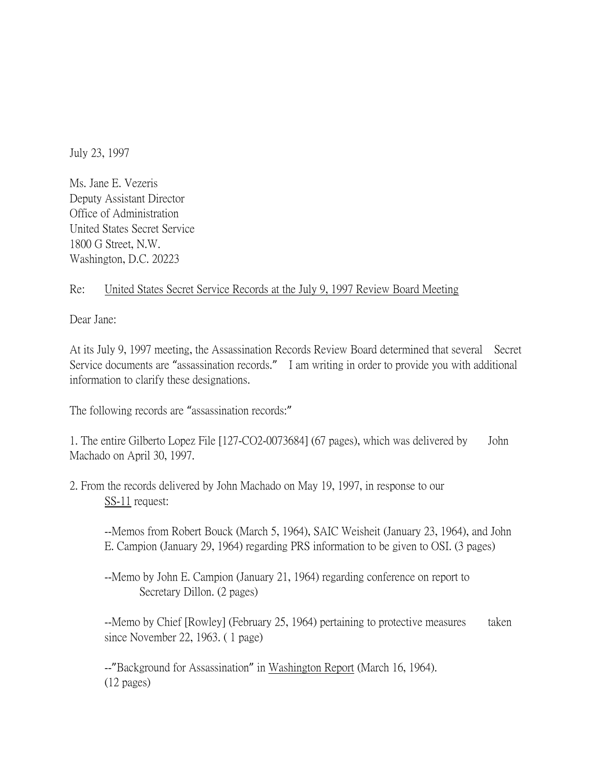July 23, 1997

Ms. Jane E. Vezeris
Deputy Assistant Director
Office of Administration
United States Secret Service
1800 G Street, N.W.
Washington, D.C. 20223

Re: <u>United States Secret Service Records at the July 9, 1997 Review Board Meeting</u>

Dear Jane:

At its July 9, 1997 meeting, the Assassination Records Review Board determined that several Secret Service documents are "assassination records." I am writing in order to provide you with additional information to clarify these designations.

The following records are "assassination records:"

1. The entire Gilberto Lopez File [127-CO2-0073684] (67 pages), which was delivered by John Machado on April 30, 1997.

2. From the records delivered by John Machado on May 19, 1997, in response to our <u>SS-11</u> request:

   --Memos from Robert Bouck (March 5, 1964), SAIC Weisheit (January 23, 1964), and John E. Campion (January 29, 1964) regarding PRS information to be given to OSI. (3 pages)

   --Memo by John E. Campion (January 21, 1964) regarding conference on report to Secretary Dillon. (2 pages)

   --Memo by Chief [Rowley] (February 25, 1964) pertaining to protective measures taken since November 22, 1963. ( 1 page)

   --"Background for Assassination" in <u>Washington Report</u> (March 16, 1964). (12 pages)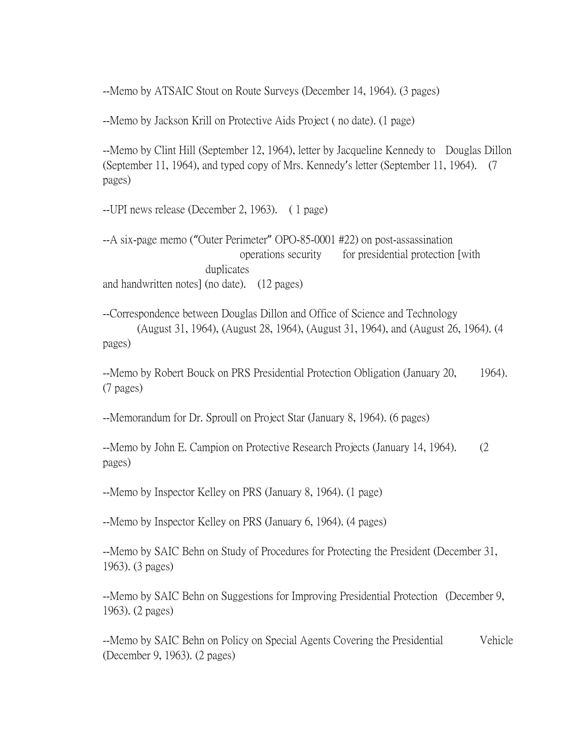--Memo by ATSAIC Stout on Route Surveys (December 14, 1964). (3 pages)

--Memo by Jackson Krill on Protective Aids Project ( no date). (1 page)

--Memo by Clint Hill (September 12, 1964), letter by Jacqueline Kennedy to Douglas Dillon (September 11, 1964), and typed copy of Mrs. Kennedy's letter (September 11, 1964). (7 pages)

--UPI news release (December 2, 1963). ( 1 page)

--A six-page memo ("Outer Perimeter" OPO-85-0001 #22) on post-assassination operations security for presidential protection [with duplicates and handwritten notes] (no date). (12 pages)

--Correspondence between Douglas Dillon and Office of Science and Technology (August 31, 1964), (August 28, 1964), (August 31, 1964), and (August 26, 1964). (4 pages)

--Memo by Robert Bouck on PRS Presidential Protection Obligation (January 20, 1964). (7 pages)

--Memorandum for Dr. Sproull on Project Star (January 8, 1964). (6 pages)

--Memo by John E. Campion on Protective Research Projects (January 14, 1964). (2 pages)

--Memo by Inspector Kelley on PRS (January 8, 1964). (1 page)

--Memo by Inspector Kelley on PRS (January 6, 1964). (4 pages)

--Memo by SAIC Behn on Study of Procedures for Protecting the President (December 31, 1963). (3 pages)

--Memo by SAIC Behn on Suggestions for Improving Presidential Protection (December 9, 1963). (2 pages)

--Memo by SAIC Behn on Policy on Special Agents Covering the Presidential Vehicle (December 9, 1963). (2 pages)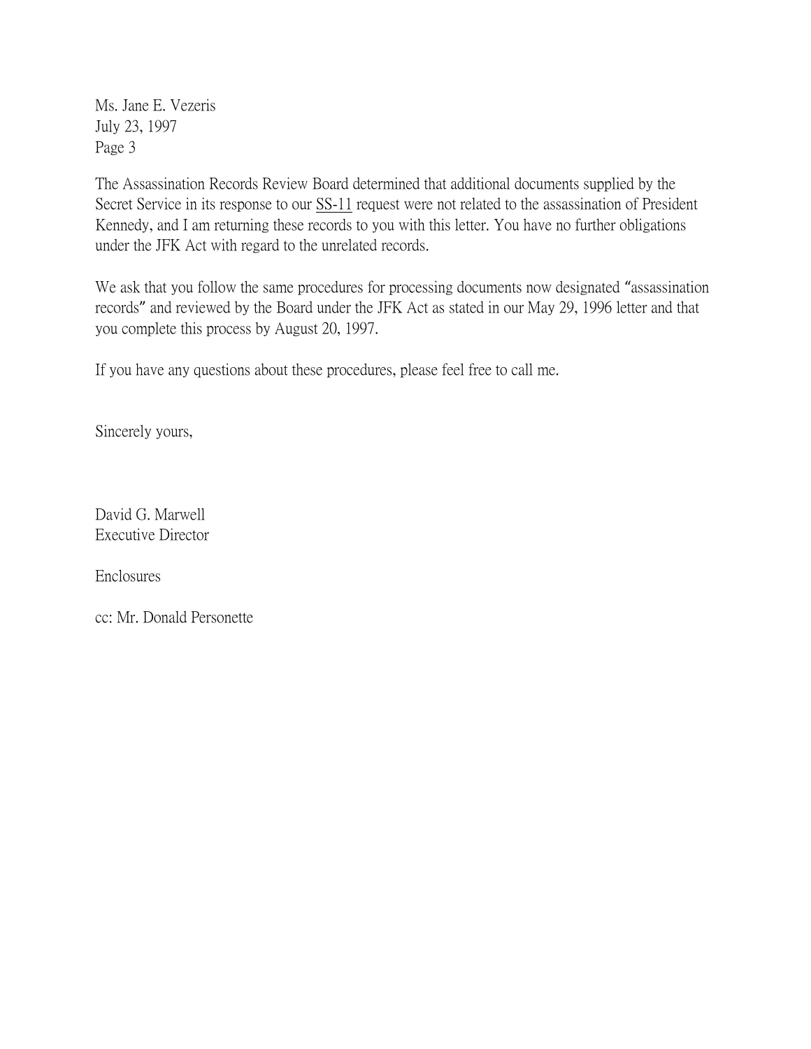Ms. Jane E. Vezeris
July 23, 1997
Page 3

The Assassination Records Review Board determined that additional documents supplied by the Secret Service in its response to our SS-11 request were not related to the assassination of President Kennedy, and I am returning these records to you with this letter. You have no further obligations under the JFK Act with regard to the unrelated records.

We ask that you follow the same procedures for processing documents now designated "assassination records" and reviewed by the Board under the JFK Act as stated in our May 29, 1996 letter and that you complete this process by August 20, 1997.

If you have any questions about these procedures, please feel free to call me.

Sincerely yours,

David G. Marwell
Executive Director

Enclosures

cc: Mr. Donald Personette